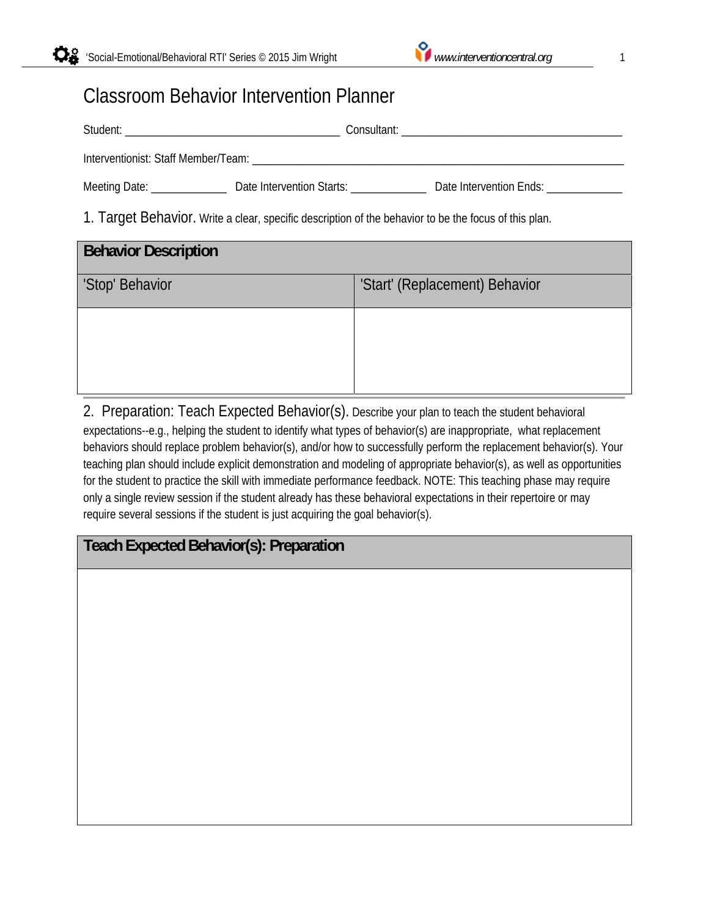# Classroom Behavior Intervention Planner

Student: ____________________________________ Consultant: ____________________________________

Interventionist: Staff Member/Team: ________________________________________________________________

Meeting Date: _____________ Date Intervention Starts: _____________ Date Intervention Ends: _____________

## 1. Target Behavior.

Write a clear, specific description of the behavior to be the focus of this plan.

| Behavior Description | |
|---|---|
| 'Stop' Behavior | 'Start' (Replacement) Behavior |
| | |

## 2. Preparation: Teach Expected Behavior(s).

Describe your plan to teach the student behavioral expectations--e.g., helping the student to identify what types of behavior(s) are inappropriate, what replacement behaviors should replace problem behavior(s), and/or how to successfully perform the replacement behavior(s). Your teaching plan should include explicit demonstration and modeling of appropriate behavior(s), as well as opportunities for the student to practice the skill with immediate performance feedback. NOTE: This teaching phase may require only a single review session if the student already has these behavioral expectations in their repertoire or may require several sessions if the student is just acquiring the goal behavior(s).

| Teach Expected Behavior(s): Preparation |
|---|
| |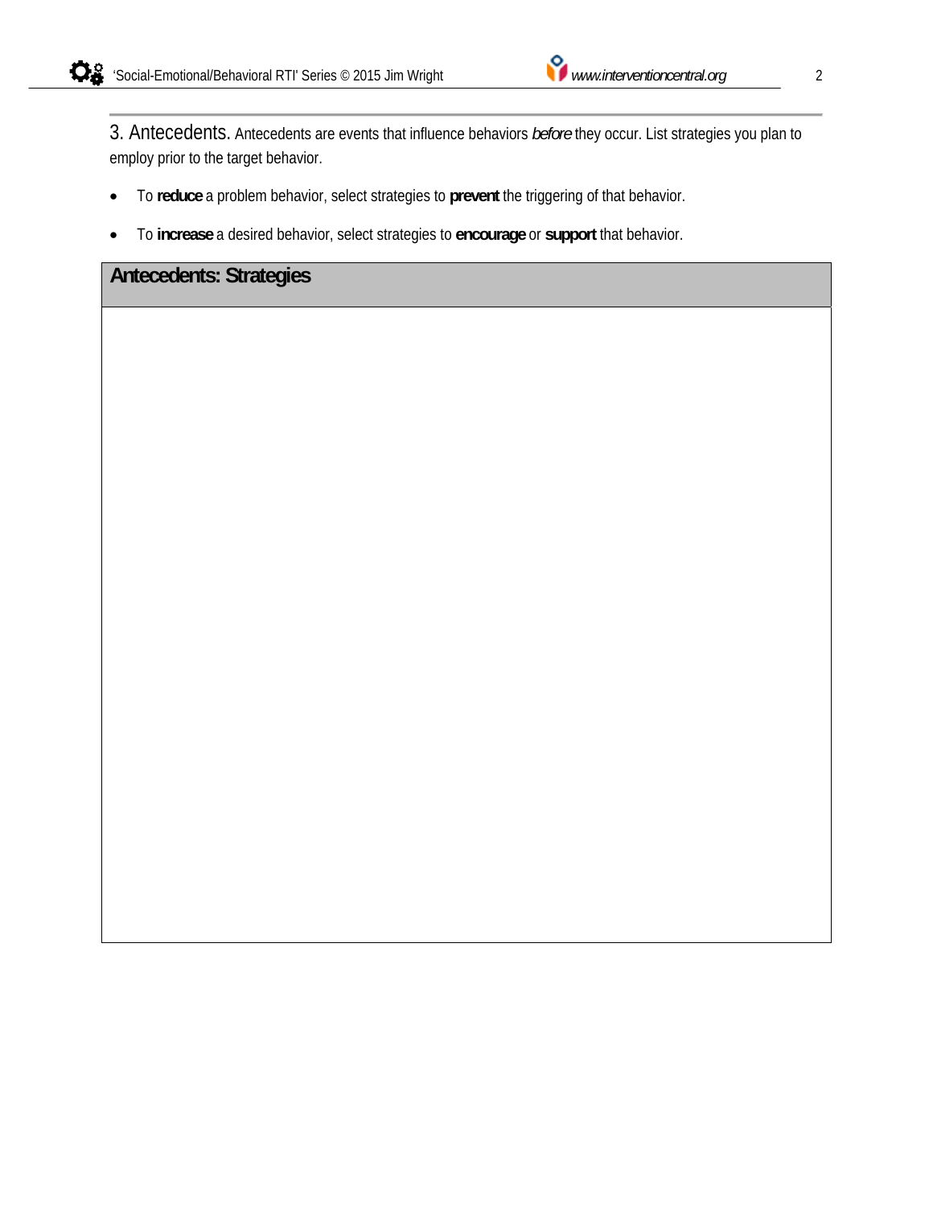3. Antecedents. Antecedents are events that influence behaviors *before* they occur. List strategies you plan to employ prior to the target behavior.

- To **reduce** a problem behavior, select strategies to **prevent** the triggering of that behavior.
- To **increase** a desired behavior, select strategies to **encourage** or **support** that behavior.

| **Antecedents: Strategies** |
| --- |
| |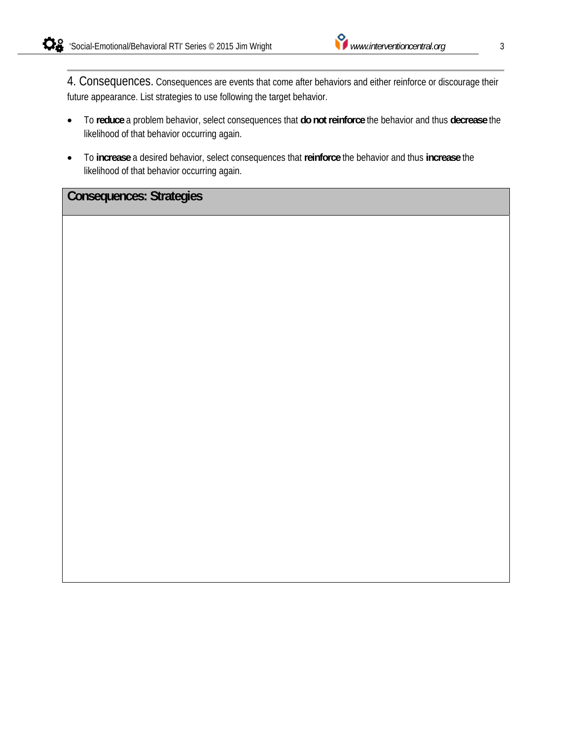## 4. Consequences.

Consequences are events that come after behaviors and either reinforce or discourage their future appearance. List strategies to use following the target behavior.

- To **reduce** a problem behavior, select consequences that **do not reinforce** the behavior and thus **decrease** the likelihood of that behavior occurring again.
- To **increase** a desired behavior, select consequences that **reinforce** the behavior and thus **increase** the likelihood of that behavior occurring again.

| Consequences: Strategies |
| --- |
| |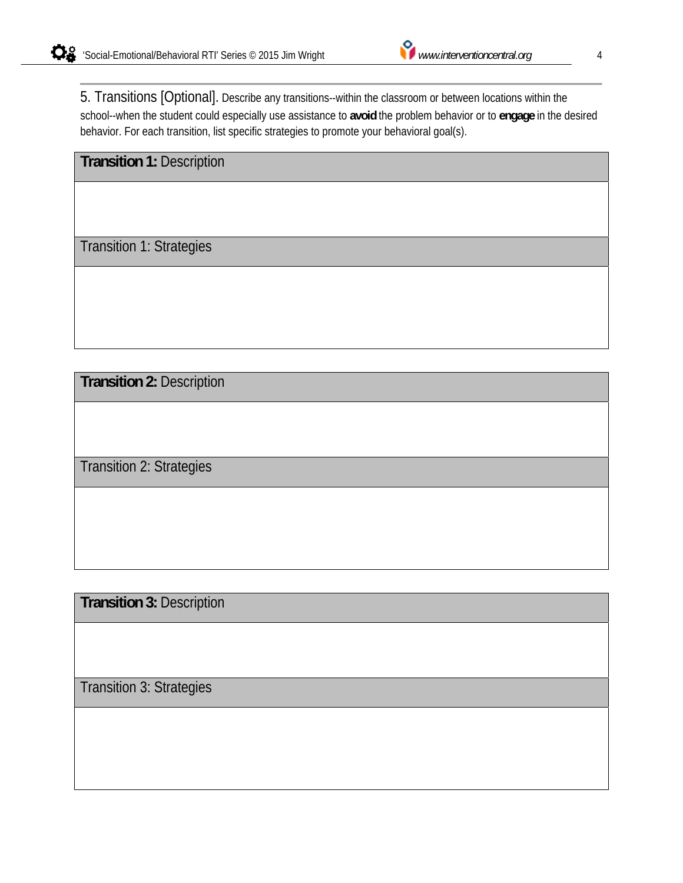5. Transitions [Optional]. Describe any transitions--within the classroom or between locations within the school--when the student could especially use assistance to **avoid** the problem behavior or to **engage** in the desired behavior. For each transition, list specific strategies to promote your behavioral goal(s).

| **Transition 1:** Description |
| --- |
| |
| Transition 1: Strategies |
| |

| **Transition 2:** Description |
| --- |
| |
| Transition 2: Strategies |
| |

| **Transition 3:** Description |
| --- |
| |
| Transition 3: Strategies |
| |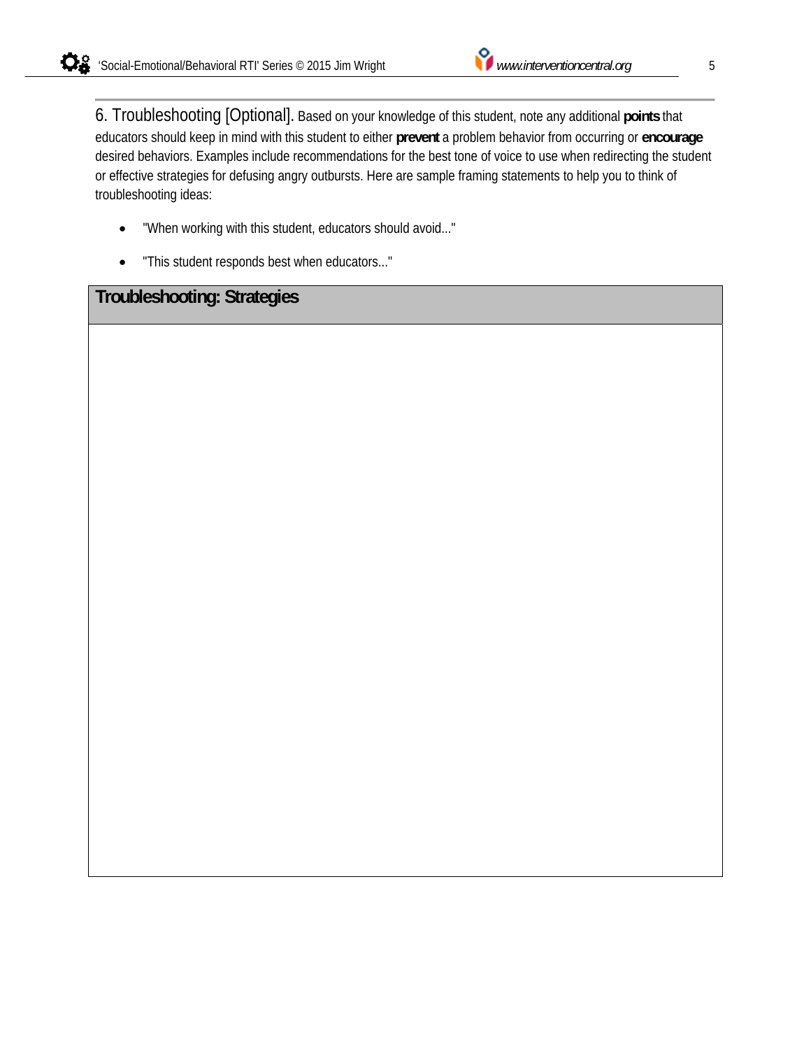6. Troubleshooting [Optional]. Based on your knowledge of this student, note any additional **points** that educators should keep in mind with this student to either **prevent** a problem behavior from occurring or **encourage** desired behaviors. Examples include recommendations for the best tone of voice to use when redirecting the student or effective strategies for defusing angry outbursts. Here are sample framing statements to help you to think of troubleshooting ideas:

- "When working with this student, educators should avoid..."
- "This student responds best when educators..."

| **Troubleshooting: Strategies** |
| --- |
| |